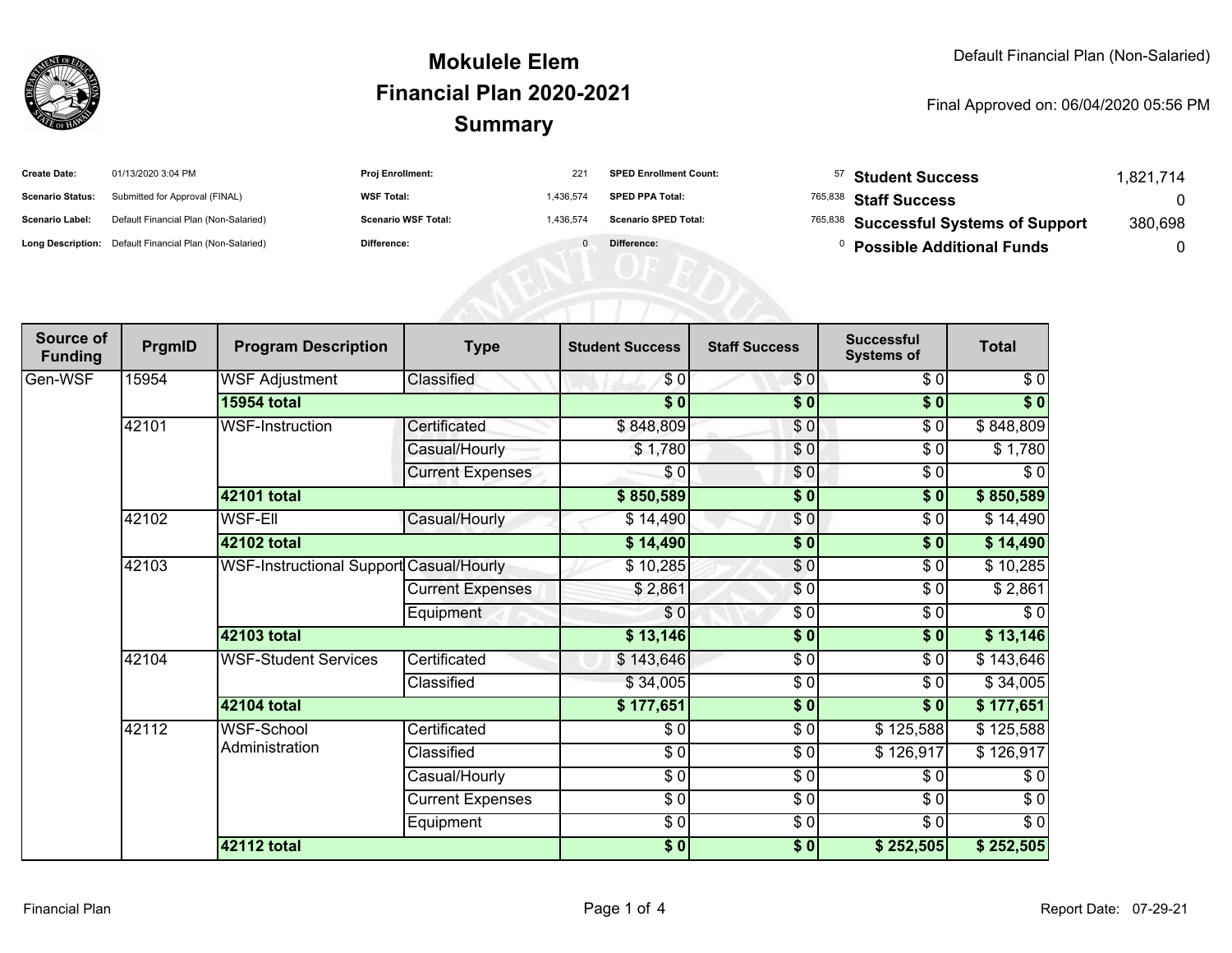# Mokulele Elem
## Financial Plan 2020-2021
## Summary

Default Financial Plan (Non-Salaried)

Final Approved on: 06/04/2020 05:56 PM

| | | | | | |
|---|---|---|---|---|---|
| **Create Date:** | 01/13/2020 3:04 PM | **Proj Enrollment:** | 221 | **SPED Enrollment Count:** | 57 |
| **Scenario Status:** | Submitted for Approval (FINAL) | **WSF Total:** | 1,436,574 | **SPED PPA Total:** | 765,838 |
| **Scenario Label:** | Default Financial Plan (Non-Salaried) | **Scenario WSF Total:** | 1,436,574 | **Scenario SPED Total:** | 765,838 |
| **Long Description:** | Default Financial Plan (Non-Salaried) | **Difference:** | 0 | **Difference:** | 0 |

| | |
|---|---|
| **Student Success** | 1,821,714 |
| **Staff Success** | 0 |
| **Successful Systems of Support** | 380,698 |
| **Possible Additional Funds** | 0 |

| Source of Funding | PrgmID | Program Description | Type | Student Success | Staff Success | Successful Systems of | Total |
|---|---|---|---|---|---|---|---|
| Gen-WSF | 15954 | WSF Adjustment | Classified | $ 0 | $ 0 | $ 0 | $ 0 |
| | | **15954 total** | | **$ 0** | **$ 0** | **$ 0** | **$ 0** |
| | 42101 | WSF-Instruction | Certificated | $ 848,809 | $ 0 | $ 0 | $ 848,809 |
| | | | Casual/Hourly | $ 1,780 | $ 0 | $ 0 | $ 1,780 |
| | | | Current Expenses | $ 0 | $ 0 | $ 0 | $ 0 |
| | | **42101 total** | | **$ 850,589** | **$ 0** | **$ 0** | **$ 850,589** |
| | 42102 | WSF-Ell | Casual/Hourly | $ 14,490 | $ 0 | $ 0 | $ 14,490 |
| | | **42102 total** | | **$ 14,490** | **$ 0** | **$ 0** | **$ 14,490** |
| | 42103 | WSF-Instructional Support | Casual/Hourly | $ 10,285 | $ 0 | $ 0 | $ 10,285 |
| | | | Current Expenses | $ 2,861 | $ 0 | $ 0 | $ 2,861 |
| | | | Equipment | $ 0 | $ 0 | $ 0 | $ 0 |
| | | **42103 total** | | **$ 13,146** | **$ 0** | **$ 0** | **$ 13,146** |
| | 42104 | WSF-Student Services | Certificated | $ 143,646 | $ 0 | $ 0 | $ 143,646 |
| | | | Classified | $ 34,005 | $ 0 | $ 0 | $ 34,005 |
| | | **42104 total** | | **$ 177,651** | **$ 0** | **$ 0** | **$ 177,651** |
| | 42112 | WSF-School Administration | Certificated | $ 0 | $ 0 | $ 125,588 | $ 125,588 |
| | | | Classified | $ 0 | $ 0 | $ 126,917 | $ 126,917 |
| | | | Casual/Hourly | $ 0 | $ 0 | $ 0 | $ 0 |
| | | | Current Expenses | $ 0 | $ 0 | $ 0 | $ 0 |
| | | | Equipment | $ 0 | $ 0 | $ 0 | $ 0 |
| | | **42112 total** | | **$ 0** | **$ 0** | **$ 252,505** | **$ 252,505** |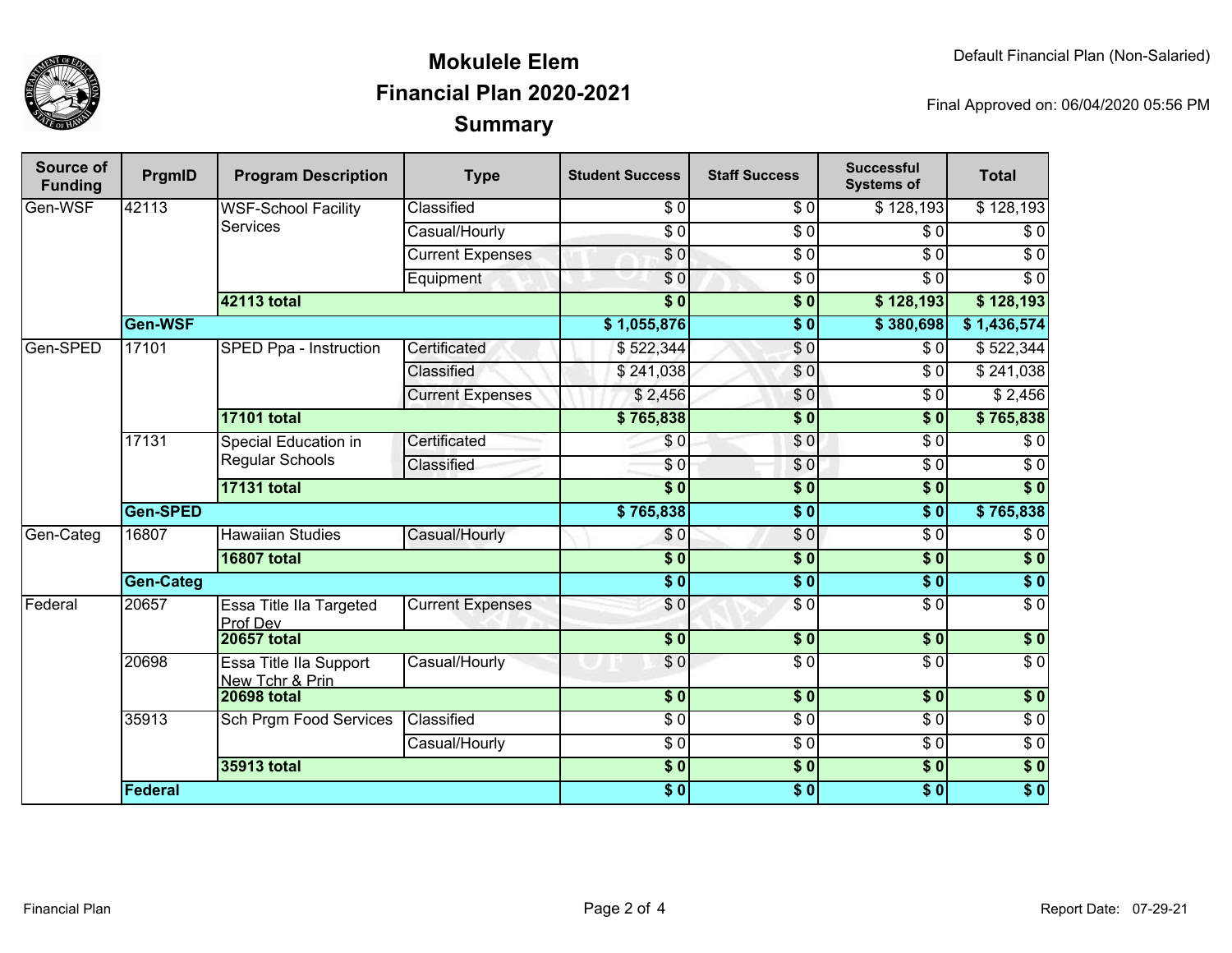# Mokulele Elem
## Financial Plan 2020-2021
## Summary

Default Financial Plan (Non-Salaried)

Final Approved on: 06/04/2020 05:56 PM

| Source of Funding | PrgmID | Program Description | Type | Student Success | Staff Success | Successful Systems of | Total |
|---|---|---|---|---|---|---|---|
| Gen-WSF | 42113 | WSF-School Facility Services | Classified | $ 0 | $ 0 | $ 128,193 | $ 128,193 |
| | | | Casual/Hourly | $ 0 | $ 0 | $ 0 | $ 0 |
| | | | Current Expenses | $ 0 | $ 0 | $ 0 | $ 0 |
| | | | Equipment | $ 0 | $ 0 | $ 0 | $ 0 |
| | | **42113 total** | | **$ 0** | **$ 0** | **$ 128,193** | **$ 128,193** |
| | **Gen-WSF** | | | **$ 1,055,876** | **$ 0** | **$ 380,698** | **$ 1,436,574** |
| Gen-SPED | 17101 | SPED Ppa - Instruction | Certificated | $ 522,344 | $ 0 | $ 0 | $ 522,344 |
| | | | Classified | $ 241,038 | $ 0 | $ 0 | $ 241,038 |
| | | | Current Expenses | $ 2,456 | $ 0 | $ 0 | $ 2,456 |
| | | **17101 total** | | **$ 765,838** | **$ 0** | **$ 0** | **$ 765,838** |
| | 17131 | Special Education in Regular Schools | Certificated | $ 0 | $ 0 | $ 0 | $ 0 |
| | | | Classified | $ 0 | $ 0 | $ 0 | $ 0 |
| | | **17131 total** | | **$ 0** | **$ 0** | **$ 0** | **$ 0** |
| | **Gen-SPED** | | | **$ 765,838** | **$ 0** | **$ 0** | **$ 765,838** |
| Gen-Categ | 16807 | Hawaiian Studies | Casual/Hourly | $ 0 | $ 0 | $ 0 | $ 0 |
| | | **16807 total** | | **$ 0** | **$ 0** | **$ 0** | **$ 0** |
| | **Gen-Categ** | | | **$ 0** | **$ 0** | **$ 0** | **$ 0** |
| Federal | 20657 | Essa Title IIa Targeted Prof Dev | Current Expenses | $ 0 | $ 0 | $ 0 | $ 0 |
| | | **20657 total** | | **$ 0** | **$ 0** | **$ 0** | **$ 0** |
| | 20698 | Essa Title IIa Support New Tchr & Prin | Casual/Hourly | $ 0 | $ 0 | $ 0 | $ 0 |
| | | **20698 total** | | **$ 0** | **$ 0** | **$ 0** | **$ 0** |
| | 35913 | Sch Prgm Food Services | Classified | $ 0 | $ 0 | $ 0 | $ 0 |
| | | | Casual/Hourly | $ 0 | $ 0 | $ 0 | $ 0 |
| | | **35913 total** | | **$ 0** | **$ 0** | **$ 0** | **$ 0** |
| | **Federal** | | | **$ 0** | **$ 0** | **$ 0** | **$ 0** |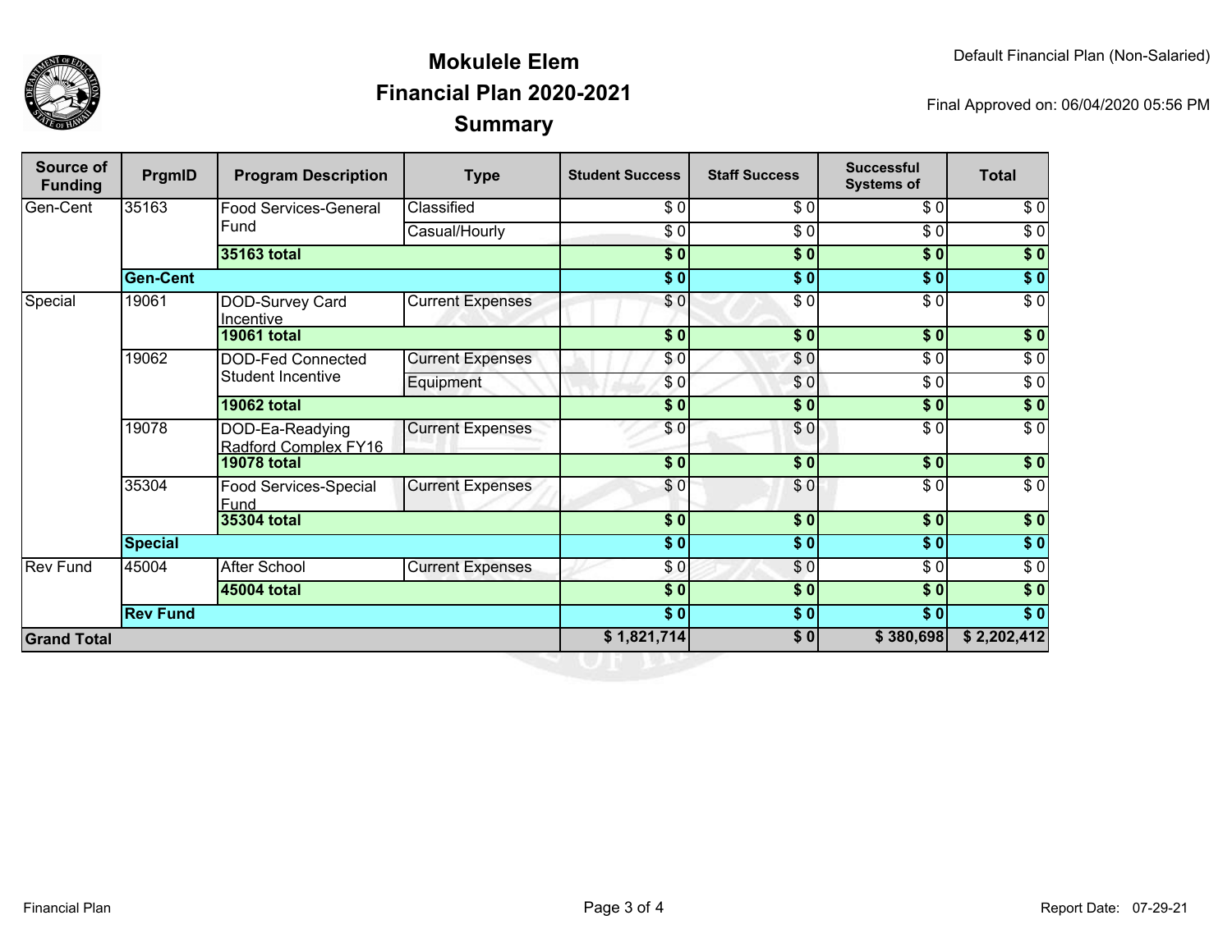Default Financial Plan (Non-Salaried)

# Mokulele Elem
## Financial Plan 2020-2021
## Summary

Final Approved on: 06/04/2020 05:56 PM

| Source of Funding | PrgmID | Program Description | Type | Student Success | Staff Success | Successful Systems of | Total |
|---|---|---|---|---|---|---|---|
| Gen-Cent | 35163 | Food Services-General Fund | Classified | $ 0 | $ 0 | $ 0 | $ 0 |
| | | | Casual/Hourly | $ 0 | $ 0 | $ 0 | $ 0 |
| | | **35163 total** | | **$ 0** | **$ 0** | **$ 0** | **$ 0** |
| | **Gen-Cent** | | | **$ 0** | **$ 0** | **$ 0** | **$ 0** |
| Special | 19061 | DOD-Survey Card Incentive | Current Expenses | $ 0 | $ 0 | $ 0 | $ 0 |
| | | **19061 total** | | **$ 0** | **$ 0** | **$ 0** | **$ 0** |
| | 19062 | DOD-Fed Connected Student Incentive | Current Expenses | $ 0 | $ 0 | $ 0 | $ 0 |
| | | | Equipment | $ 0 | $ 0 | $ 0 | $ 0 |
| | | **19062 total** | | **$ 0** | **$ 0** | **$ 0** | **$ 0** |
| | 19078 | DOD-Ea-Readying Radford Complex FY16 | Current Expenses | $ 0 | $ 0 | $ 0 | $ 0 |
| | | **19078 total** | | **$ 0** | **$ 0** | **$ 0** | **$ 0** |
| | 35304 | Food Services-Special Fund | Current Expenses | $ 0 | $ 0 | $ 0 | $ 0 |
| | | **35304 total** | | **$ 0** | **$ 0** | **$ 0** | **$ 0** |
| | **Special** | | | **$ 0** | **$ 0** | **$ 0** | **$ 0** |
| Rev Fund | 45004 | After School | Current Expenses | $ 0 | $ 0 | $ 0 | $ 0 |
| | | **45004 total** | | **$ 0** | **$ 0** | **$ 0** | **$ 0** |
| | **Rev Fund** | | | **$ 0** | **$ 0** | **$ 0** | **$ 0** |
| **Grand Total** | | | | **$ 1,821,714** | **$ 0** | **$ 380,698** | **$ 2,202,412** |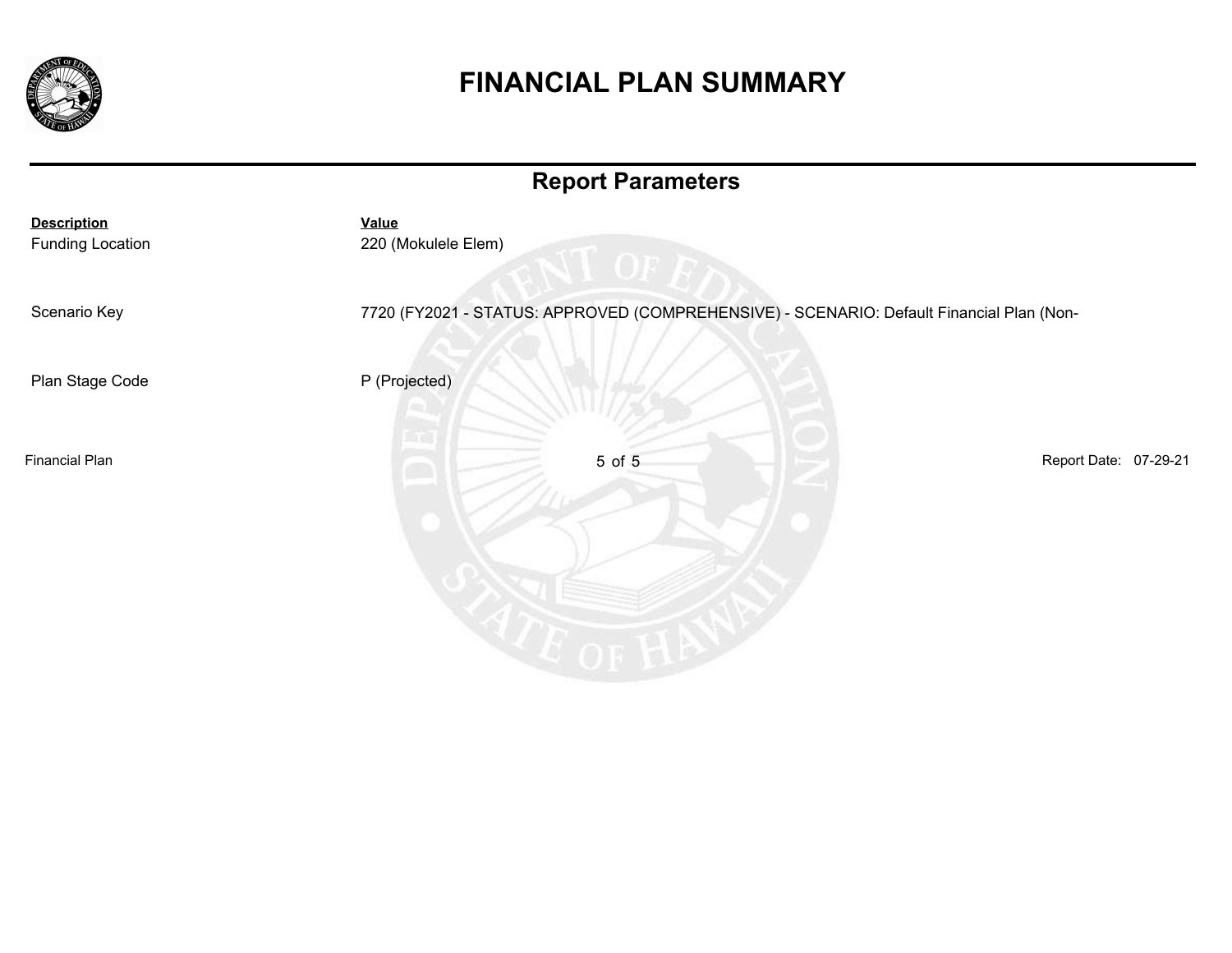# FINANCIAL PLAN SUMMARY

## Report Parameters

| Description | Value |
| --- | --- |
| Funding Location | 220 (Mokulele Elem) |
| Scenario Key | 7720 (FY2021 - STATUS: APPROVED (COMPREHENSIVE) - SCENARIO: Default Financial Plan (Non- |
| Plan Stage Code | P (Projected) |

Financial Plan

Report Date: 07-29-21